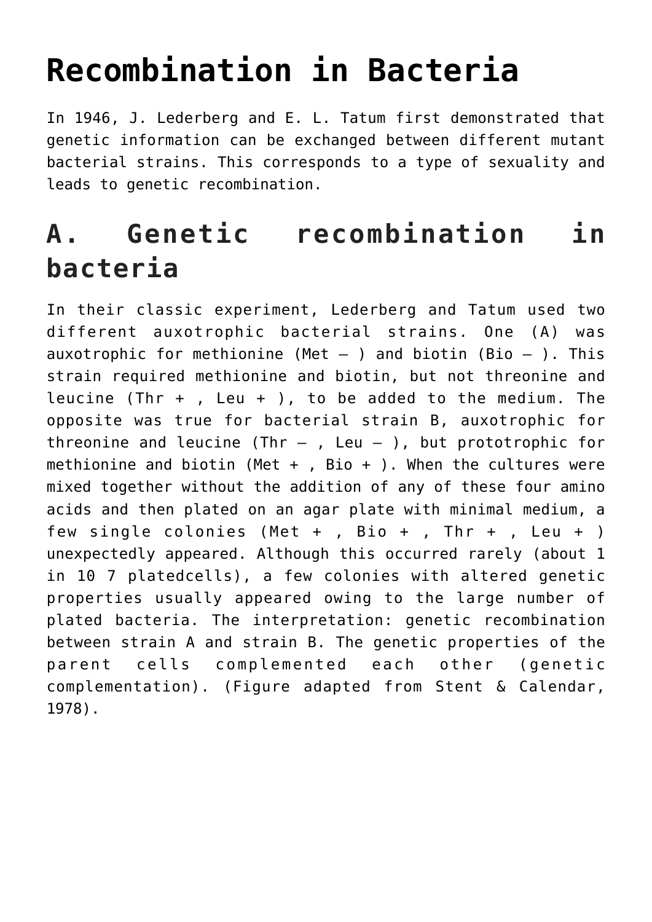# Recombination in Bacteria

In 1946, J. Lederberg and E. L. Tatum first demonstrated that genetic information can be exchanged between different mutant bacterial strains. This corresponds to a type of sexuality and leads to genetic recombination.

## A. Genetic recombination in bacteria

In their classic experiment, Lederberg and Tatum used two different auxotrophic bacterial strains. One (A) was auxotrophic for methionine ($Met^-$) and biotin ($Bio^-$). This strain required methionine and biotin, but not threonine and leucine ($Thr^+$, $Leu^+$), to be added to the medium. The opposite was true for bacterial strain B, auxotrophic for threonine and leucine ($Thr^-$, $Leu^-$), but prototrophic for methionine and biotin ($Met^+$, $Bio^+$). When the cultures were mixed together without the addition of any of these four amino acids and then plated on an agar plate with minimal medium, a few single colonies ($Met^+$, $Bio^+$, $Thr^+$, $Leu^+$) unexpectedly appeared. Although this occurred rarely (about 1 in $10^7$ platedcells), a few colonies with altered genetic properties usually appeared owing to the large number of plated bacteria. The interpretation: genetic recombination between strain A and strain B. The genetic properties of the parent cells complemented each other (genetic complementation). (Figure adapted from Stent & Calendar, 1978).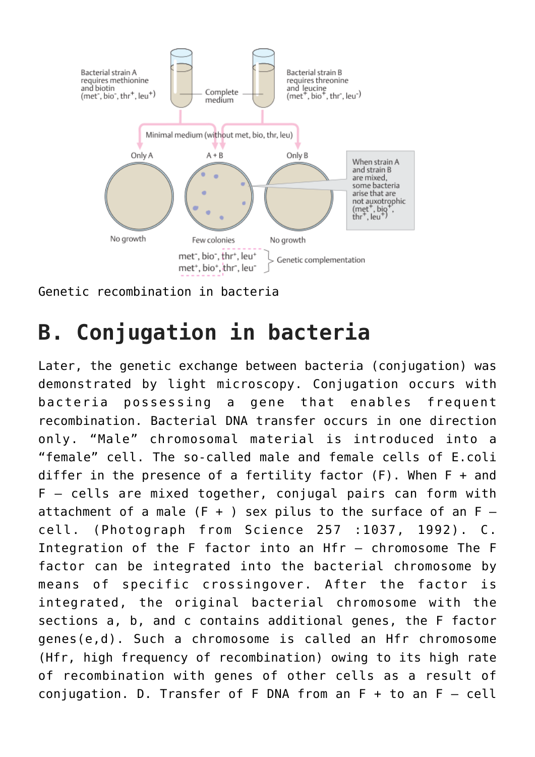Genetic recombination in bacteria

## B. Conjugation in bacteria

Later, the genetic exchange between bacteria (conjugation) was demonstrated by light microscopy. Conjugation occurs with bacteria possessing a gene that enables frequent recombination. Bacterial DNA transfer occurs in one direction only. "Male" chromosomal material is introduced into a "female" cell. The so-called male and female cells of E.coli differ in the presence of a fertility factor (F). When F + and F – cells are mixed together, conjugal pairs can form with attachment of a male (F + ) sex pilus to the surface of an F – cell. (Photograph from Science 257 :1037, 1992). C. Integration of the F factor into an Hfr – chromosome The F factor can be integrated into the bacterial chromosome by means of specific crossingover. After the factor is integrated, the original bacterial chromosome with the sections a, b, and c contains additional genes, the F factor genes(e,d). Such a chromosome is called an Hfr chromosome (Hfr, high frequency of recombination) owing to its high rate of recombination with genes of other cells as a result of conjugation. D. Transfer of F DNA from an F + to an F – cell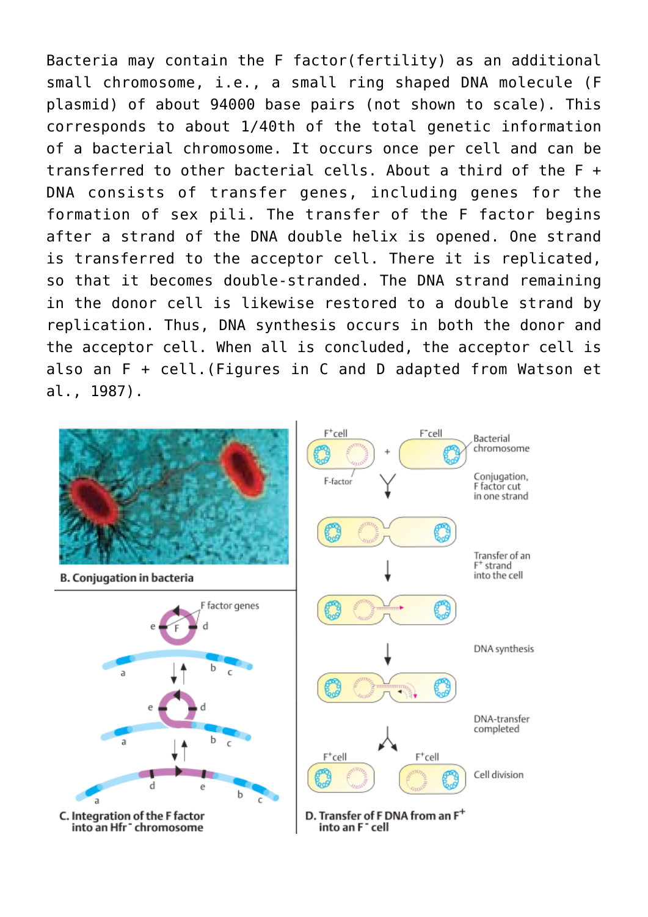Bacteria may contain the F factor(fertility) as an additional small chromosome, i.e., a small ring shaped DNA molecule (F plasmid) of about 94000 base pairs (not shown to scale). This corresponds to about 1/40th of the total genetic information of a bacterial chromosome. It occurs once per cell and can be transferred to other bacterial cells. About a third of the F + DNA consists of transfer genes, including genes for the formation of sex pili. The transfer of the F factor begins after a strand of the DNA double helix is opened. One strand is transferred to the acceptor cell. There it is replicated, so that it becomes double-stranded. The DNA strand remaining in the donor cell is likewise restored to a double strand by replication. Thus, DNA synthesis occurs in both the donor and the acceptor cell. When all is concluded, the acceptor cell is also an F + cell.(Figures in C and D adapted from Watson et al., 1987).

B. Conjugation in bacteria

F factor genes

e F d

a b c

e d

a b c

a d e b c

C. Integration of the F factor into an Hfr⁻ chromosome

$F^+$cell

$F^-$cell

Bacterial chromosome

F-factor

Conjugation, F factor cut in one strand

Transfer of an $F^+$ strand into the cell

DNA synthesis

DNA-transfer completed

$F^+$cell

$F^+$cell

Cell division

D. Transfer of F DNA from an $F^+$ into an $F^-$ cell